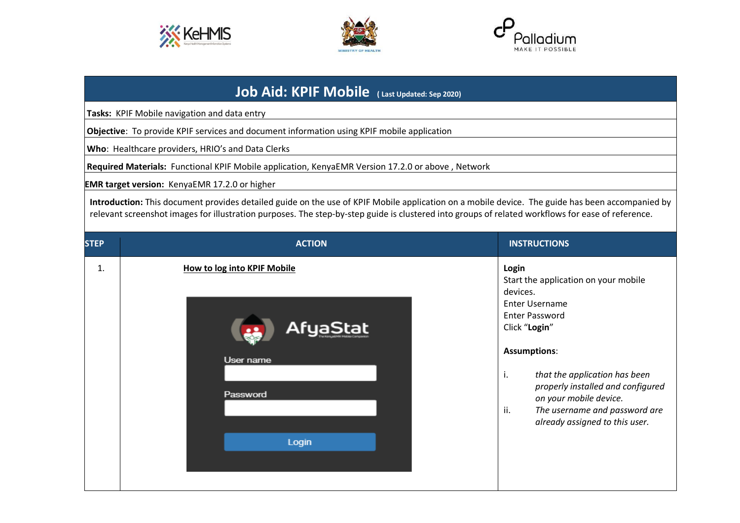# Job Aid: KPIF Mobile ( Last Updated: Sep 2020)

**Tasks:** KPIF Mobile navigation and data entry

**Objective**: To provide KPIF services and document information using KPIF mobile application

**Who**: Healthcare providers, HRIO's and Data Clerks

**Required Materials:** Functional KPIF Mobile application, KenyaEMR Version 17.2.0 or above , Network

**EMR target version:** KenyaEMR 17.2.0 or higher

**Introduction:** This document provides detailed guide on the use of KPIF Mobile application on a mobile device. The guide has been accompanied by relevant screenshot images for illustration purposes. The step-by-step guide is clustered into groups of related workflows for ease of reference.

| STEP | ACTION | INSTRUCTIONS |
|---|---|---|
| 1. | **How to log into KPIF Mobile** | **Login**<br>Start the application on your mobile devices.<br>Enter Username<br>Enter Password<br>Click "**Login**"<br><br>**Assumptions**:<br>i. *that the application has been properly installed and configured on your mobile device.*<br>ii. *The username and password are already assigned to this user.* |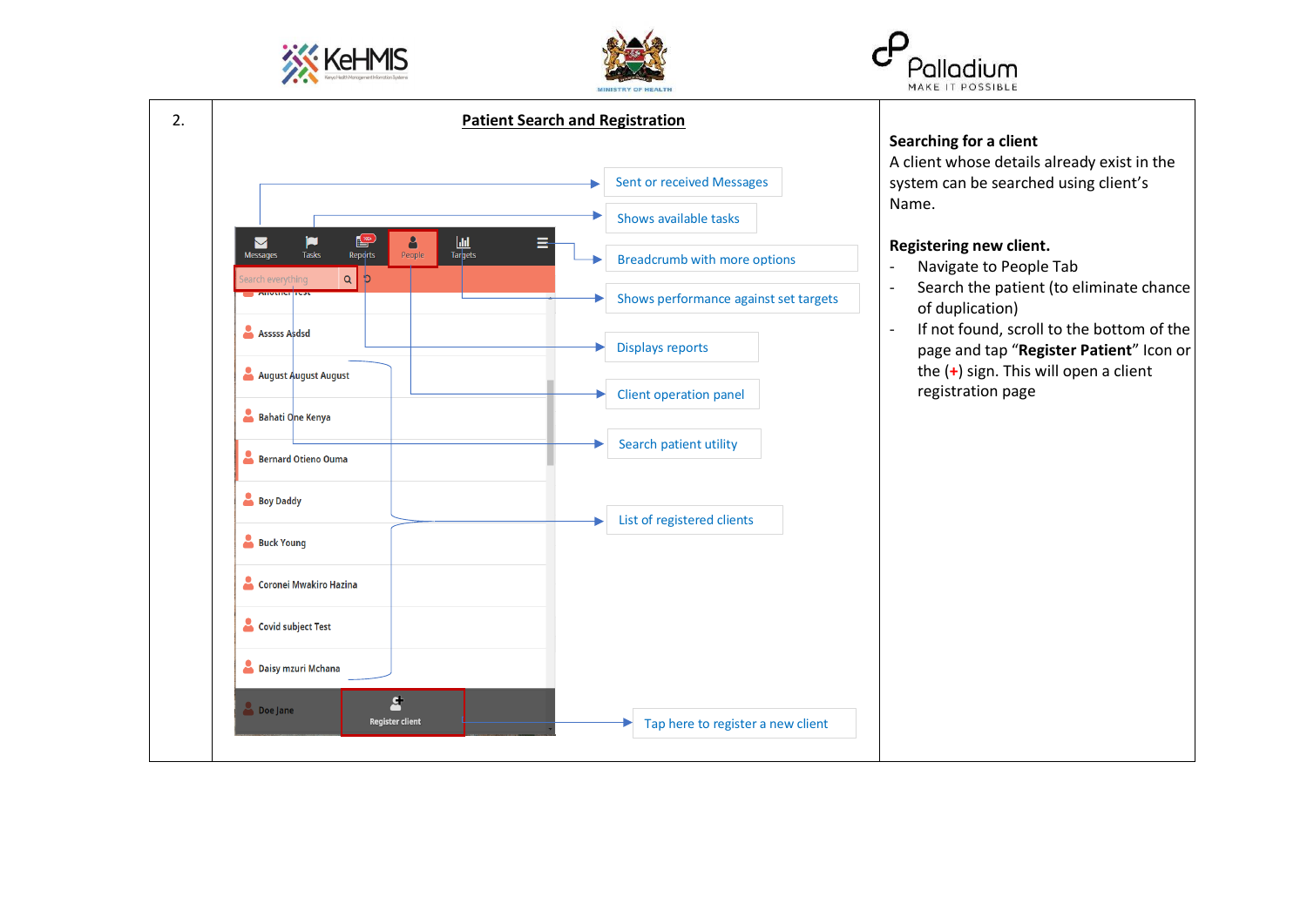| 2. | **Patient Search and Registration** | **Searching for a client**<br>A client whose details already exist in the system can be searched using client's Name.<br><br>**Registering new client.**<br>- Navigate to People Tab<br>- Search the patient (to eliminate chance of duplication)<br>- If not found, scroll to the bottom of the page and tap "**Register Patient**" Icon or the (**+**) sign. This will open a client registration page |
|---|---|---|

Messages
Tasks
Reports
People
Targets
Search everything
Asssss Asdsd
August August August
Bahati One Kenya
Bernard Otieno Ouma
Boy Daddy
Buck Young
Coronei Mwakiro Hazina
Covid subject Test
Daisy mzuri Mchana
Doe Jane
Register client

Sent or received Messages
Shows available tasks
Breadcrumb with more options
Shows performance against set targets
Displays reports
Client operation panel
Search patient utility
List of registered clients
Tap here to register a new client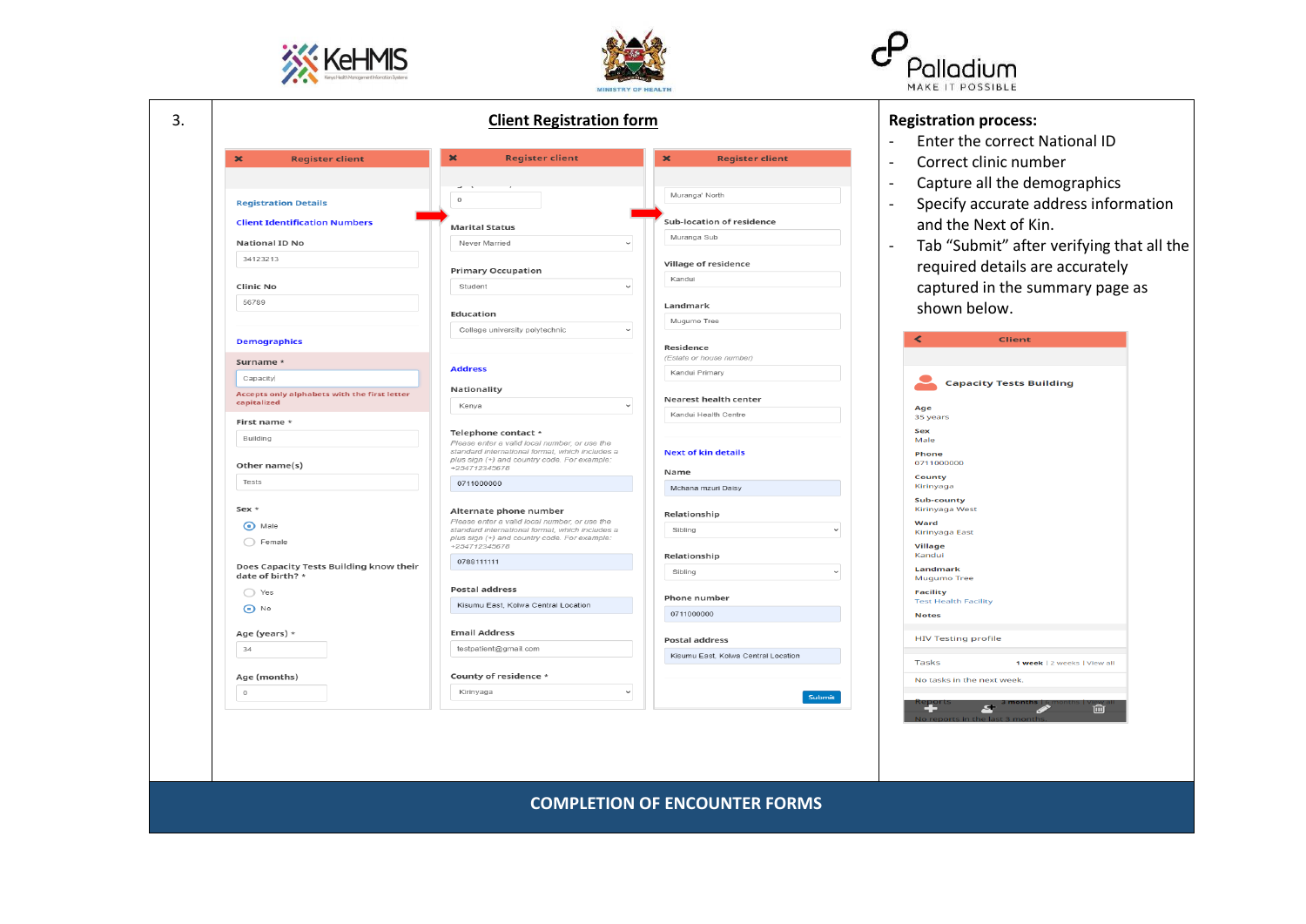| 3. | **Client Registration form** | **Registration process:** |
|---|---|---|
| | | - Enter the correct National ID<br>- Correct clinic number<br>- Capture all the demographics<br>- Specify accurate address information and the Next of Kin.<br>- Tab "Submit" after verifying that all the required details are accurately captured in the summary page as shown below. |

**COMPLETION OF ENCOUNTER FORMS**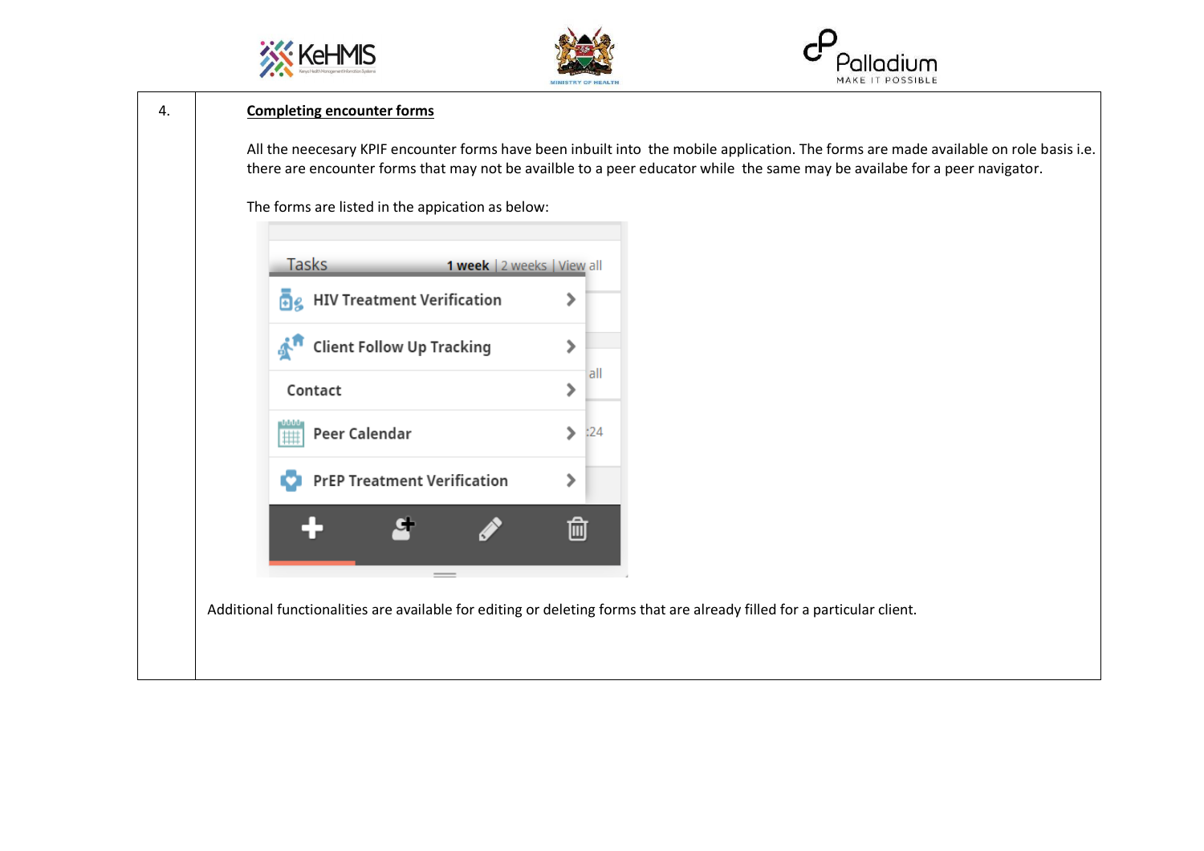4.

**Completing encounter forms**

All the neecesary KPIF encounter forms have been inbuilt into the mobile application. The forms are made available on role basis i.e. there are encounter forms that may not be availble to a peer educator while the same may be availabe for a peer navigator.

The forms are listed in the appication as below:

Additional functionalities are available for editing or deleting forms that are already filled for a particular client.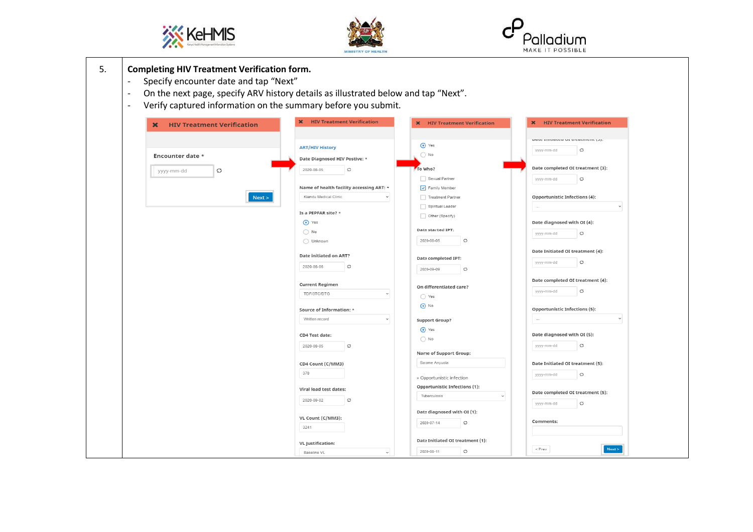5.

**Completing HIV Treatment Verification form.**

- Specify encounter date and tap "Next"
- On the next page, specify ARV history details as illustrated below and tap "Next".
- Verify captured information on the summary before you submit.

**HIV Treatment Verification**

Encounter date *

yyyy-mm-dd

Next >

**HIV Treatment Verification**

ART/HIV History

Date Diagnosed HIV Postive: *

2020-08-05

Name of health facility accessing ART: *

Kiandu Medical Clinic

Is a PEPFAR site? *

Yes

No

Unknown

Date initiated on ART?

2020-08-06

Current Regimen

TDF/3TC/DTG

Source of Information: *

Written record

CD4 Test date:

2020-08-05

CD4 Count (C/MM3)

378

Viral load test dates:

2020-09-02

VL Count (C/MM3):

3241

VL Justification:

Baseline VL

**HIV Treatment Verification**

Yes

No

To Who?

Sexual Partner

Family Member

Treatment Partner

Spiritual Leader

Other (Specify)

Date started IPT:

2020-08-05

Date completed IPT:

2020-09-09

On differentiated care?

Yes

No

Support Group?

Yes

No

Name of Support Group:

Salome Anyuola

» Opportunistic infection

Opportunistic Infections (1):

Tuberculosis

Date diagnosed with OI (1):

2020-07-14

Date Initiated OI treatment (1):

2020-08-11

**HIV Treatment Verification**

Date Initiated OI treatment (3):

yyyy-mm-dd

Date completed OI treatment (3):

yyyy-mm-dd

Opportunistic Infections (4):

...

Date diagnosed with OI (4):

yyyy-mm-dd

Date Initiated OI treatment (4):

yyyy-mm-dd

Date completed OI treatment (4):

yyyy-mm-dd

Opportunistic Infections (5):

...

Date diagnosed with OI (5):

yyyy-mm-dd

Date Initiated OI treatment (5):

yyyy-mm-dd

Date completed OI treatment (5):

yyyy-mm-dd

Comments:

< Prev

Next >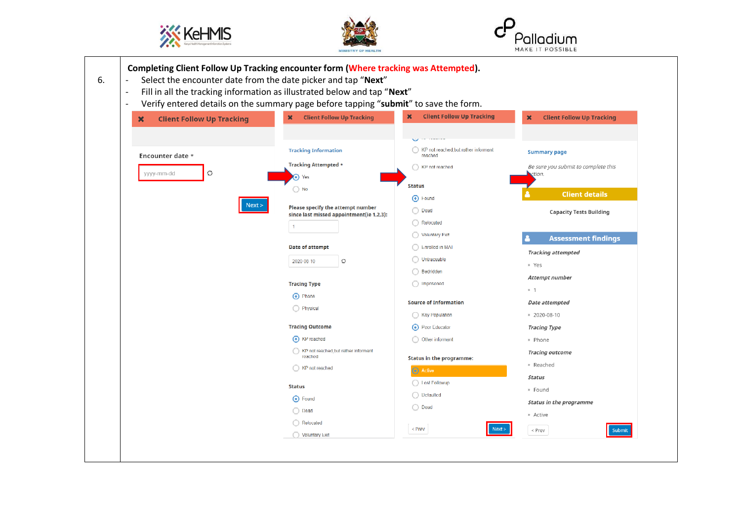6.

**Completing Client Follow Up Tracking encounter form (Where tracking was Attempted).**

- Select the encounter date from the date picker and tap "**Next**"
- Fill in all the tracking information as illustrated below and tap "**Next**"
- Verify entered details on the summary page before tapping "**submit**" to save the form.

**Client Follow Up Tracking**

Encounter date *

yyyy-mm-dd

Next >

**Client Follow Up Tracking**

Tracking Information

Tracking Attempted *

Yes

No

Please specify the attempt number since last missed appointment(ie 1,2,3):

1

Date of attempt

2020-08-10

Tracing Type

Phone

Physical

Tracing Outcome

KP reached

KP not reached,but rather informant reached

KP not reached

Status

Found

Dead

Relocated

Voluntary Exit

**Client Follow Up Tracking**

KP not reached,but rather informant reached

KP not reached

Status

Found

Dead

Relocated

Voluntary Exit

Enrolled in MAT

Untraceable

Bedridden

Imprisoned

Source of Information

Key Population

Peer Educator

Other informant

Status in the programme:

Active

Lost Followup

Defaulted

Dead

< Prev

Next >

**Client Follow Up Tracking**

Summary page

Be sure you submit to complete this action.

**Client details**

Capacity Tests Building

**Assessment findings**

*Tracking attempted*

» Yes

*Attempt number*

» 1

*Date attempted*

» 2020-08-10

*Tracing Type*

» Phone

*Tracing outcome*

» Reached

*Status*

» Found

*Status in the programme*

» Active

< Prev

Submit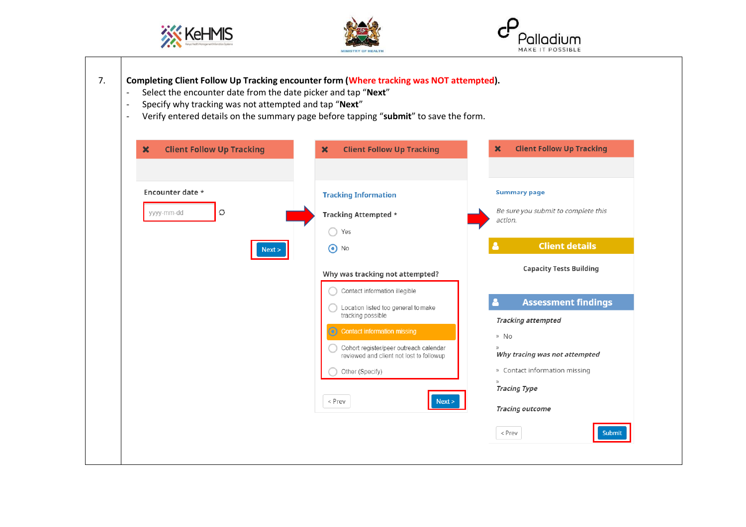7. **Completing Client Follow Up Tracking encounter form (Where tracking was NOT attempted).**

- Select the encounter date from the date picker and tap "**Next**"
- Specify why tracking was not attempted and tap "**Next**"
- Verify entered details on the summary page before tapping "**submit**" to save the form.

**Client Follow Up Tracking**

Encounter date *

yyyy-mm-dd

Next >

**Client Follow Up Tracking**

Tracking Information

Tracking Attempted *

- Yes
- No

Why was tracking not attempted?

- Contact information illegible
- Location listed too general to make tracking possible
- Contact information missing
- Cohort register/peer outreach calendar reviewed and client not lost to followup
- Other (Specify)

< Prev

Next >

**Client Follow Up Tracking**

Summary page

*Be sure you submit to complete this action.*

**Client details**

Capacity Tests Building

**Assessment findings**

*Tracking attempted*

» No

»

*Why tracing was not attempted*

» Contact information missing

»

*Tracing Type*

*Tracing outcome*

< Prev

Submit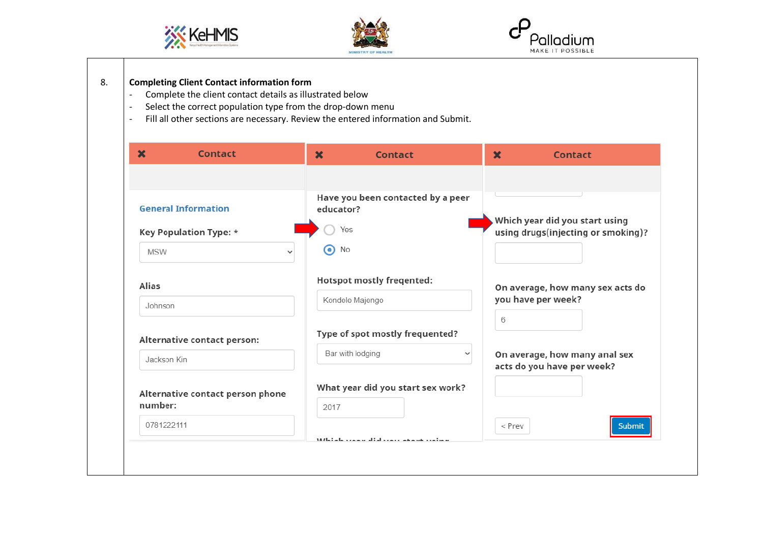8.

**Completing Client Contact information form**

- Complete the client contact details as illustrated below
- Select the correct population type from the drop-down menu
- Fill all other sections are necessary. Review the entered information and Submit.

Contact

General Information

Key Population Type: *

MSW

Alias

Johnson

Alternative contact person:

Jackson Kin

Alternative contact person phone number:

0781222111

Contact

Have you been contacted by a peer educator?

Yes

No

Hotspot mostly freqented:

Kondele Majengo

Type of spot mostly frequented?

Bar with lodging

What year did you start sex work?

2017

Contact

Which year did you start using using drugs(injecting or smoking)?

On average, how many sex acts do you have per week?

6

On average, how many anal sex acts do you have per week?

< Prev

Submit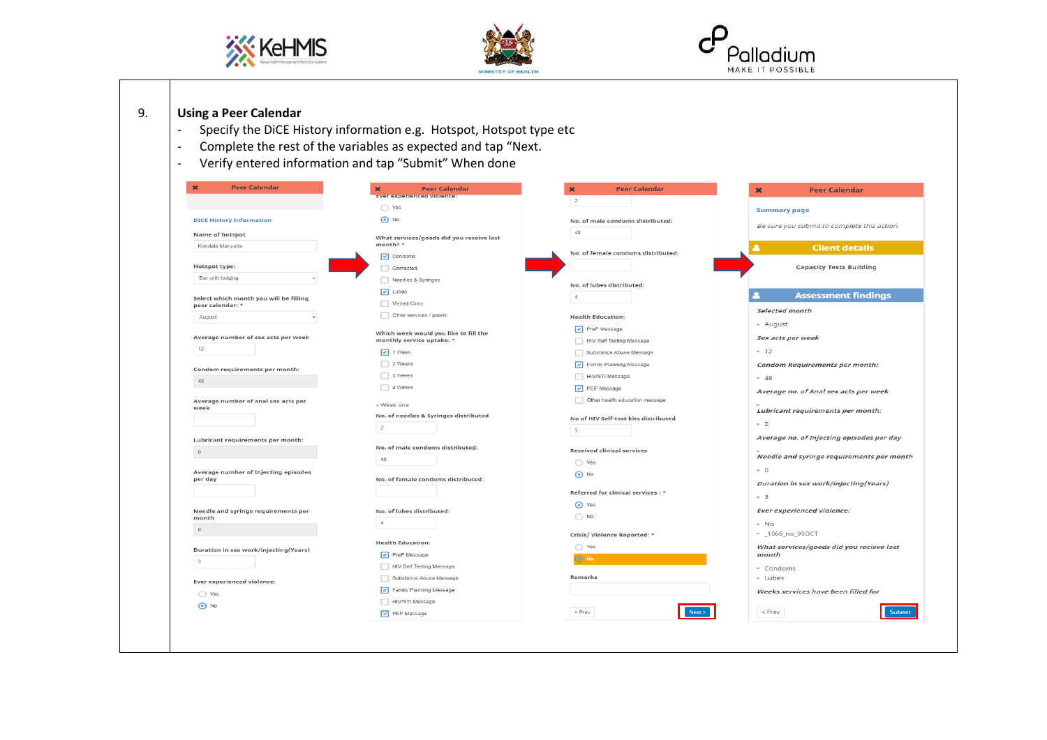9.

**Using a Peer Calendar**

- Specify the DiCE History information e.g. Hotspot, Hotspot type etc
- Complete the rest of the variables as expected and tap "Next.
- Verify entered information and tap "Submit" When done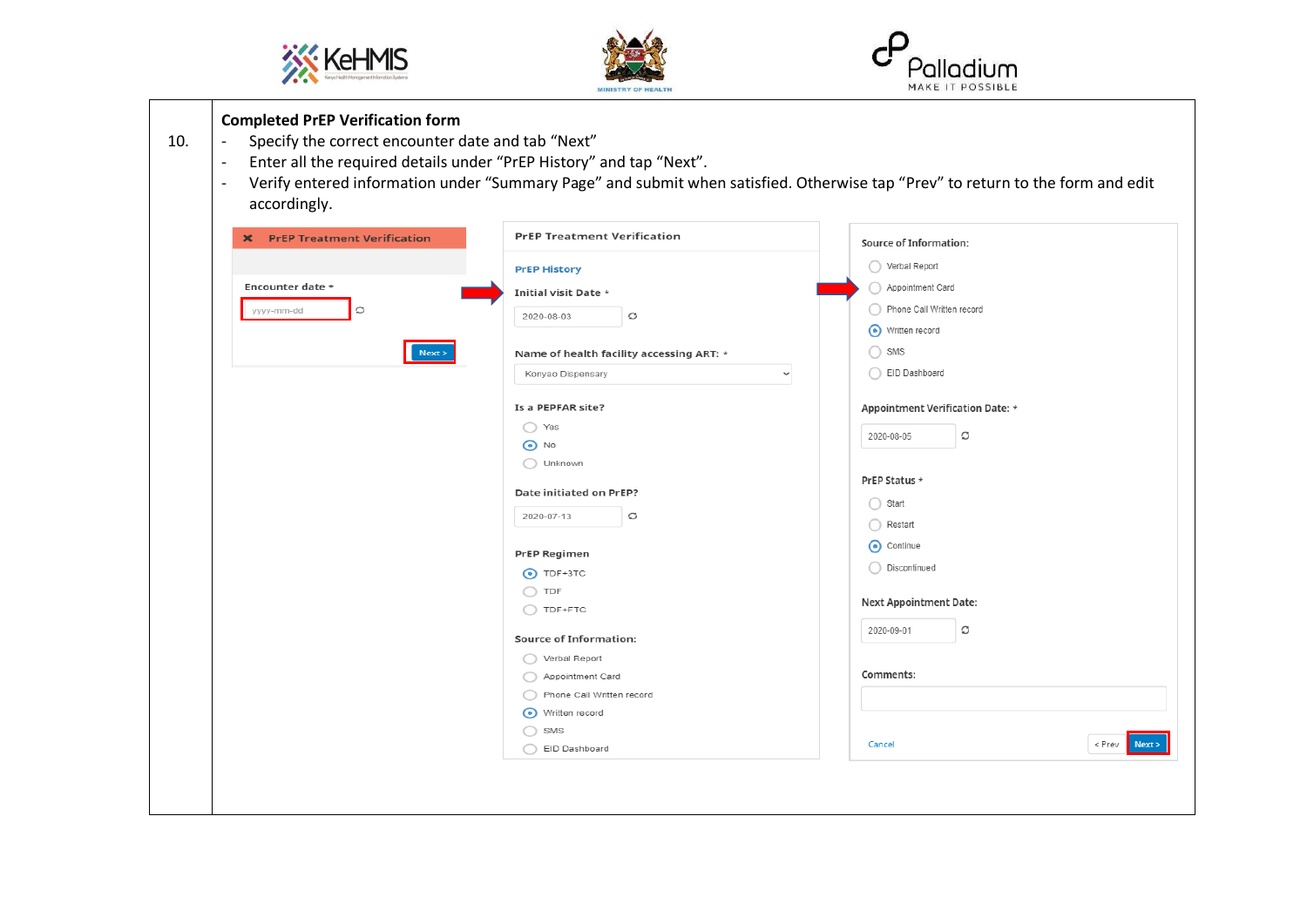10.

**Completed PrEP Verification form**

- Specify the correct encounter date and tab "Next"
- Enter all the required details under "PrEP History" and tap "Next".
- Verify entered information under "Summary Page" and submit when satisfied. Otherwise tap "Prev" to return to the form and edit accordingly.

PrEP Treatment Verification

Encounter date *

yyyy-mm-dd

Next >

PrEP Treatment Verification

PrEP History

Initial visit Date *

2020-08-03

Name of health facility accessing ART: *

Konyao Dispensary

Is a PEPFAR site?

- Yes
- No (selected)
- Unknown

Date initiated on PrEP?

2020-07-13

PrEP Regimen

- TDF+3TC (selected)
- TDF
- TDF+FTC

Source of Information:

- Verbal Report
- Appointment Card
- Phone Call Written record
- Written record (selected)
- SMS
- EID Dashboard

Source of Information:

- Verbal Report
- Appointment Card
- Phone Call Written record
- Written record (selected)
- SMS
- EID Dashboard

Appointment Verification Date: *

2020-08-05

PrEP Status *

- Start
- Restart
- Continue (selected)
- Discontinued

Next Appointment Date:

2020-09-01

Comments:

Cancel < Prev Next >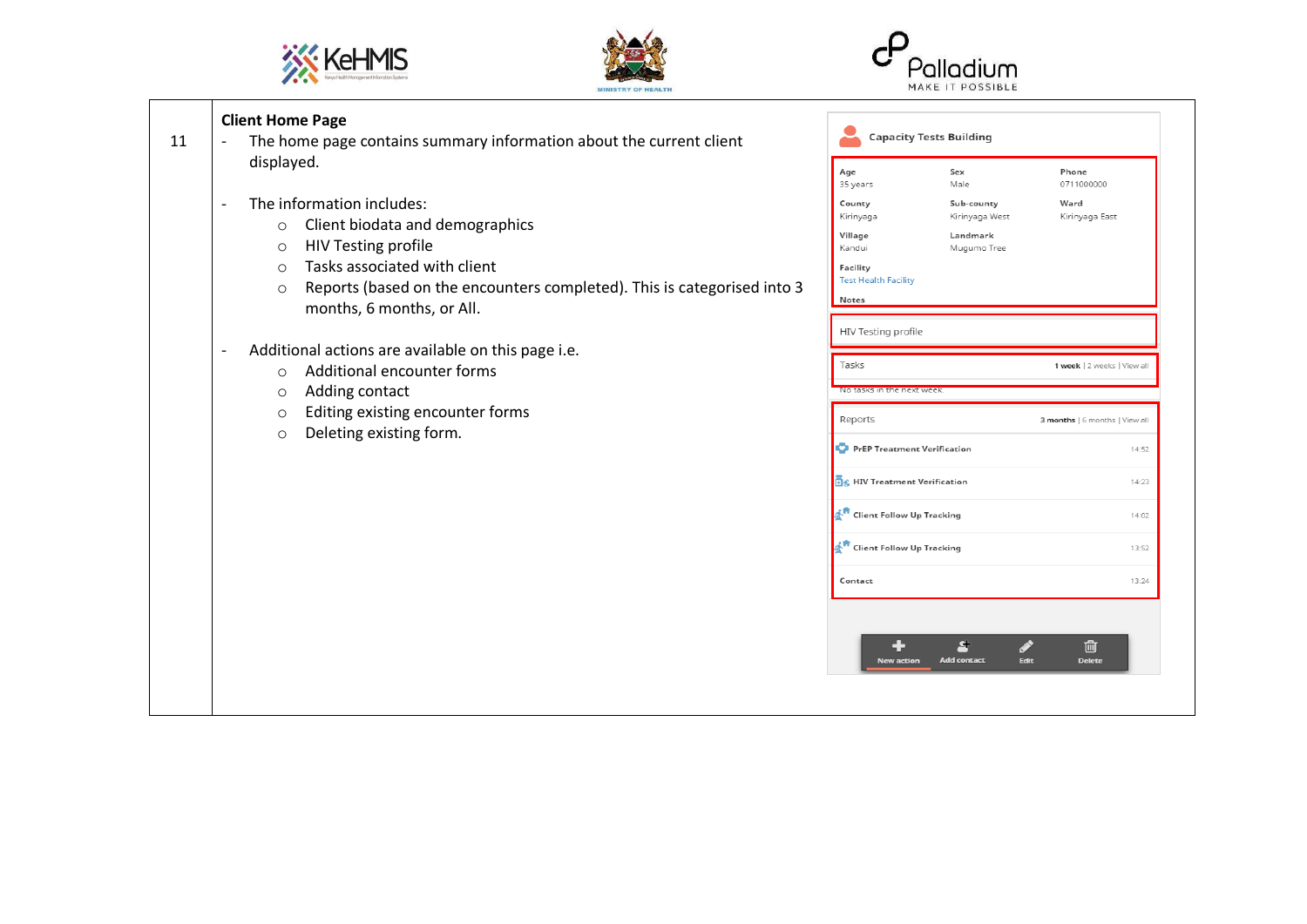| | |
|---|---|
| 11 | **Client Home Page**<br>- The home page contains summary information about the current client displayed.<br>- The information includes:<br>  ○ Client biodata and demographics<br>  ○ HIV Testing profile<br>  ○ Tasks associated with client<br>  ○ Reports (based on the encounters completed). This is categorised into 3 months, 6 months, or All.<br>- Additional actions are available on this page i.e.<br>  ○ Additional encounter forms<br>  ○ Adding contact<br>  ○ Editing existing encounter forms<br>  ○ Deleting existing form. |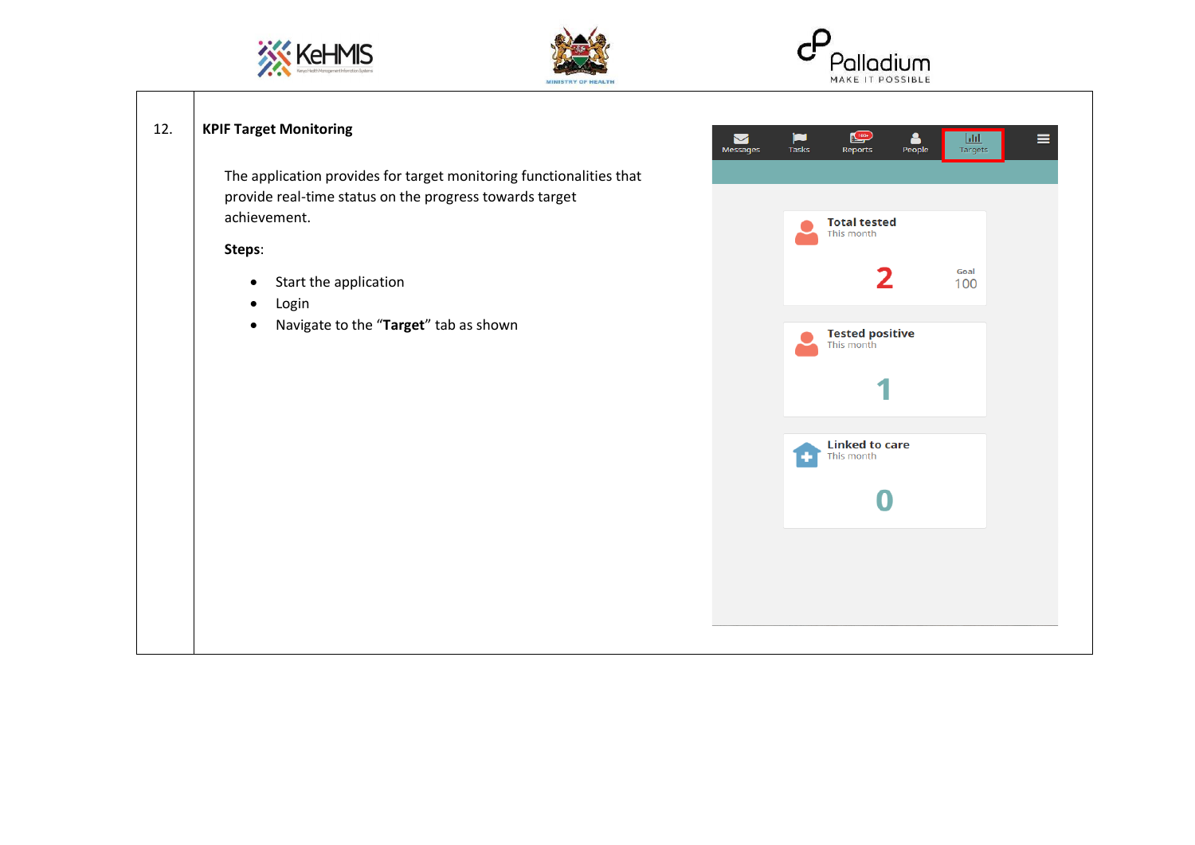12. **KPIF Target Monitoring**

The application provides for target monitoring functionalities that provide real-time status on the progress towards target achievement.

**Steps**:

- Start the application
- Login
- Navigate to the "**Target**" tab as shown

Messages
Tasks
Reports
People
Targets

Total tested
This month
2
Goal
100

Tested positive
This month
1

Linked to care
This month
0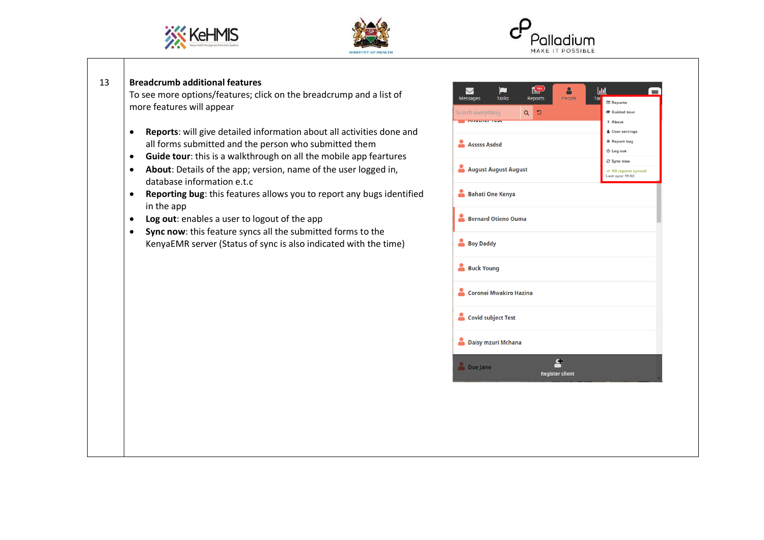| | |
| --- | --- |
| 13 | **Breadcrumb additional features**<br>To see more options/features; click on the breadcrump and a list of more features will appear<br><br>• **Reports**: will give detailed information about all activities done and all forms submitted and the person who submitted them<br>• **Guide tour**: this is a walkthrough on all the mobile app feartures<br>• **About**: Details of the app; version, name of the user logged in, database information e.t.c<br>• **Reporting bug**: this features allows you to report any bugs identified in the app<br>• **Log out**: enables a user to logout of the app<br>• **Sync now**: this feature syncs all the submitted forms to the KenyaEMR server (Status of sync is also indicated with the time) |